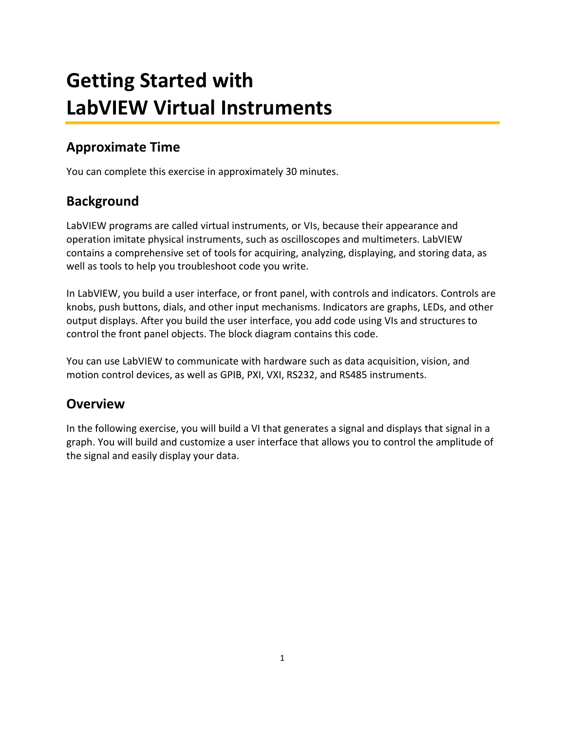# Getting Started with LabVIEW Virtual Instruments

## Approximate Time

You can complete this exercise in approximately 30 minutes.

## Background

LabVIEW programs are called virtual instruments, or VIs, because their appearance and operation imitate physical instruments, such as oscilloscopes and multimeters. LabVIEW contains a comprehensive set of tools for acquiring, analyzing, displaying, and storing data, as well as tools to help you troubleshoot code you write.

In LabVIEW, you build a user interface, or front panel, with controls and indicators. Controls are knobs, push buttons, dials, and other input mechanisms. Indicators are graphs, LEDs, and other output displays. After you build the user interface, you add code using VIs and structures to control the front panel objects. The block diagram contains this code.

You can use LabVIEW to communicate with hardware such as data acquisition, vision, and motion control devices, as well as GPIB, PXI, VXI, RS232, and RS485 instruments.

## Overview

In the following exercise, you will build a VI that generates a signal and displays that signal in a graph. You will build and customize a user interface that allows you to control the amplitude of the signal and easily display your data.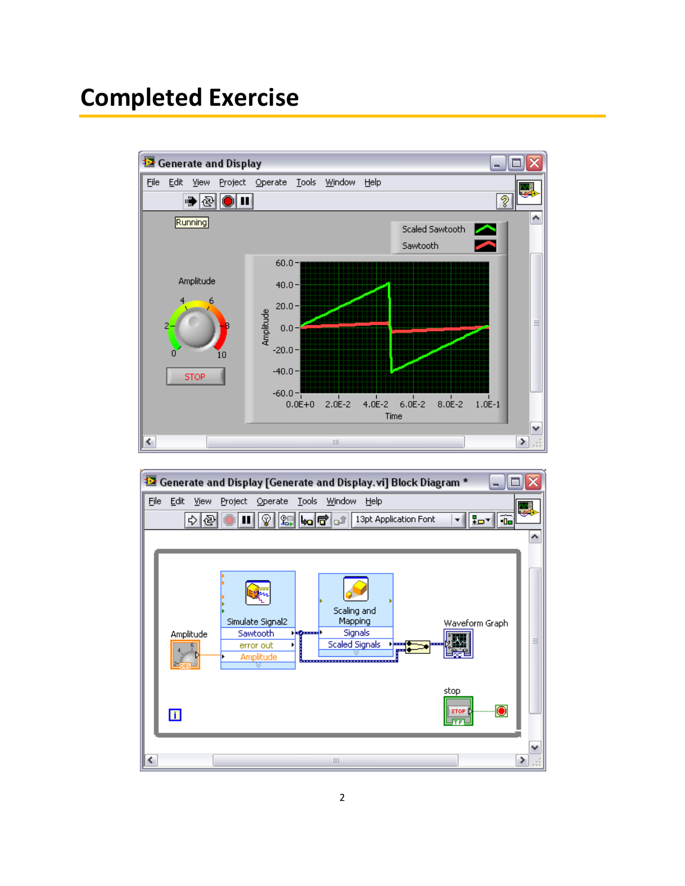# Completed Exercise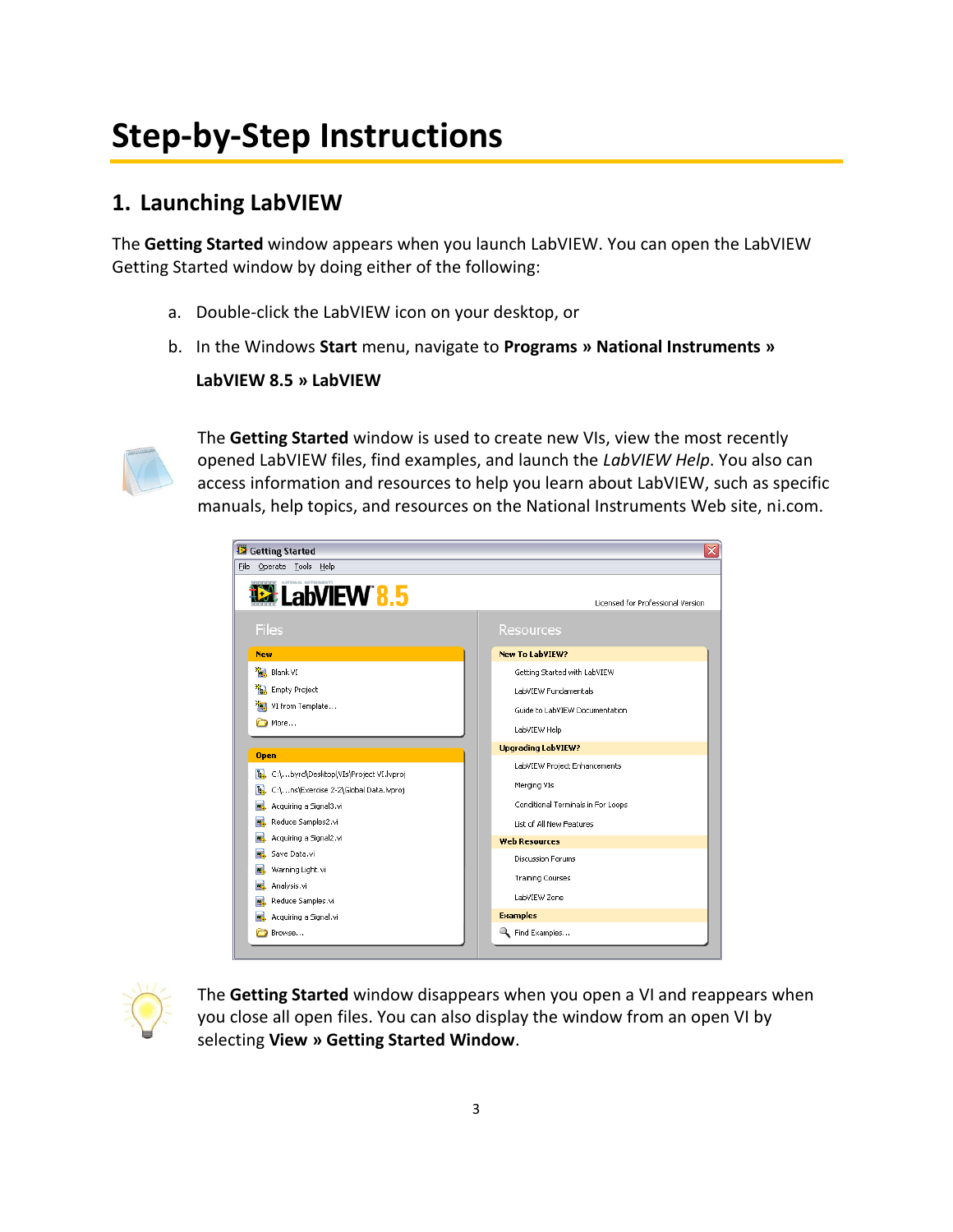# Step-by-Step Instructions

## 1. Launching LabVIEW

The **Getting Started** window appears when you launch LabVIEW. You can open the LabVIEW Getting Started window by doing either of the following:

a. Double-click the LabVIEW icon on your desktop, or

b. In the Windows **Start** menu, navigate to **Programs » National Instruments » LabVIEW 8.5 » LabVIEW**

The **Getting Started** window is used to create new VIs, view the most recently opened LabVIEW files, find examples, and launch the *LabVIEW Help*. You also can access information and resources to help you learn about LabVIEW, such as specific manuals, help topics, and resources on the National Instruments Web site, ni.com.

The **Getting Started** window disappears when you open a VI and reappears when you close all open files. You can also display the window from an open VI by selecting **View » Getting Started Window**.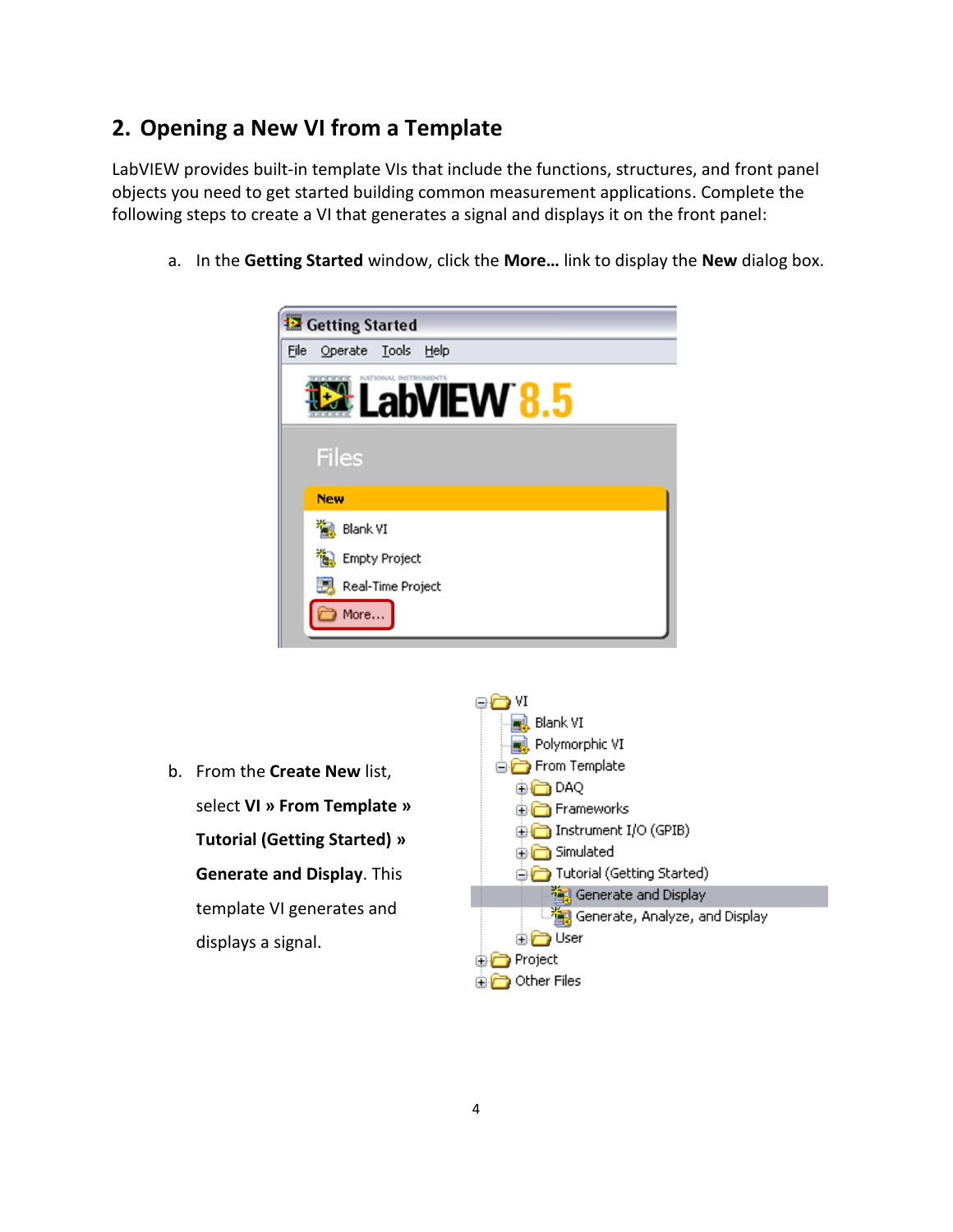## 2. Opening a New VI from a Template

LabVIEW provides built-in template VIs that include the functions, structures, and front panel objects you need to get started building common measurement applications. Complete the following steps to create a VI that generates a signal and displays it on the front panel:

a. In the **Getting Started** window, click the **More…** link to display the **New** dialog box.

b. From the **Create New** list, select **VI » From Template » Tutorial (Getting Started) » Generate and Display**. This template VI generates and displays a signal.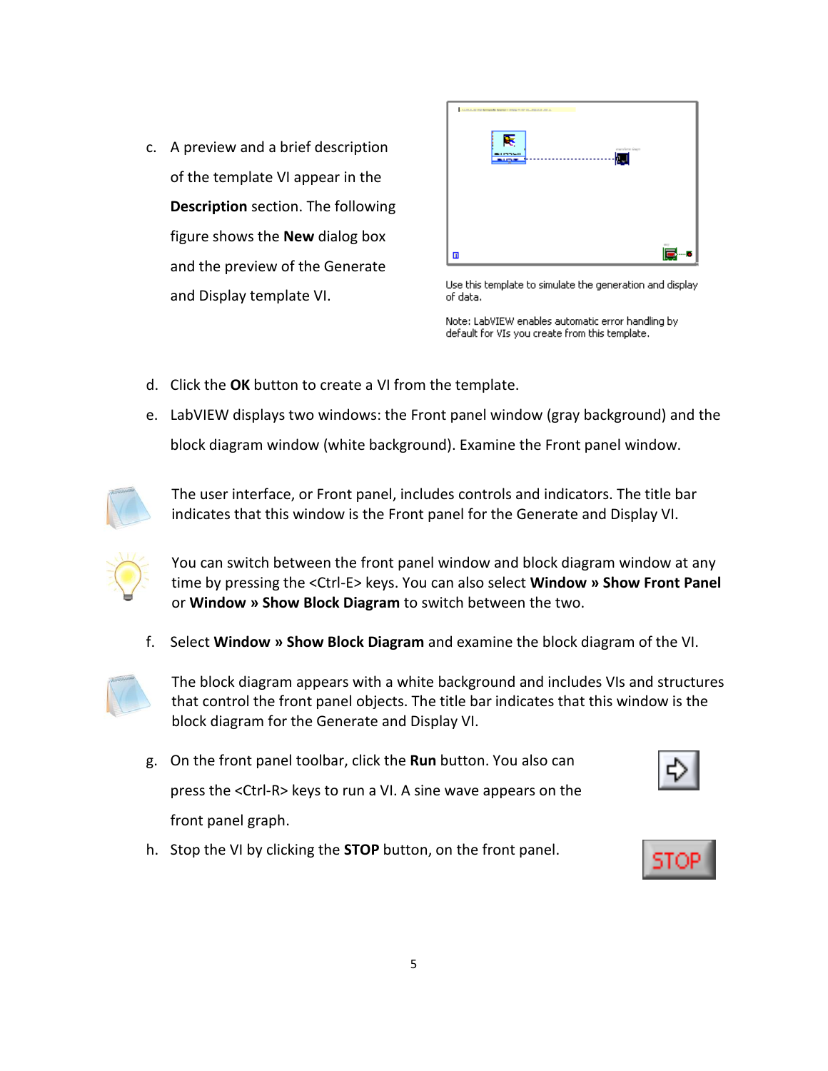c. A preview and a brief description of the template VI appear in the **Description** section. The following figure shows the **New** dialog box and the preview of the Generate and Display template VI.

Use this template to simulate the generation and display of data.

Note: LabVIEW enables automatic error handling by default for VIs you create from this template.

d. Click the **OK** button to create a VI from the template.

e. LabVIEW displays two windows: the Front panel window (gray background) and the block diagram window (white background). Examine the Front panel window.

The user interface, or Front panel, includes controls and indicators. The title bar indicates that this window is the Front panel for the Generate and Display VI.

You can switch between the front panel window and block diagram window at any time by pressing the <Ctrl-E> keys. You can also select **Window » Show Front Panel** or **Window » Show Block Diagram** to switch between the two.

f. Select **Window » Show Block Diagram** and examine the block diagram of the VI.

The block diagram appears with a white background and includes VIs and structures that control the front panel objects. The title bar indicates that this window is the block diagram for the Generate and Display VI.

g. On the front panel toolbar, click the **Run** button. You also can press the <Ctrl-R> keys to run a VI. A sine wave appears on the front panel graph.

h. Stop the VI by clicking the **STOP** button, on the front panel.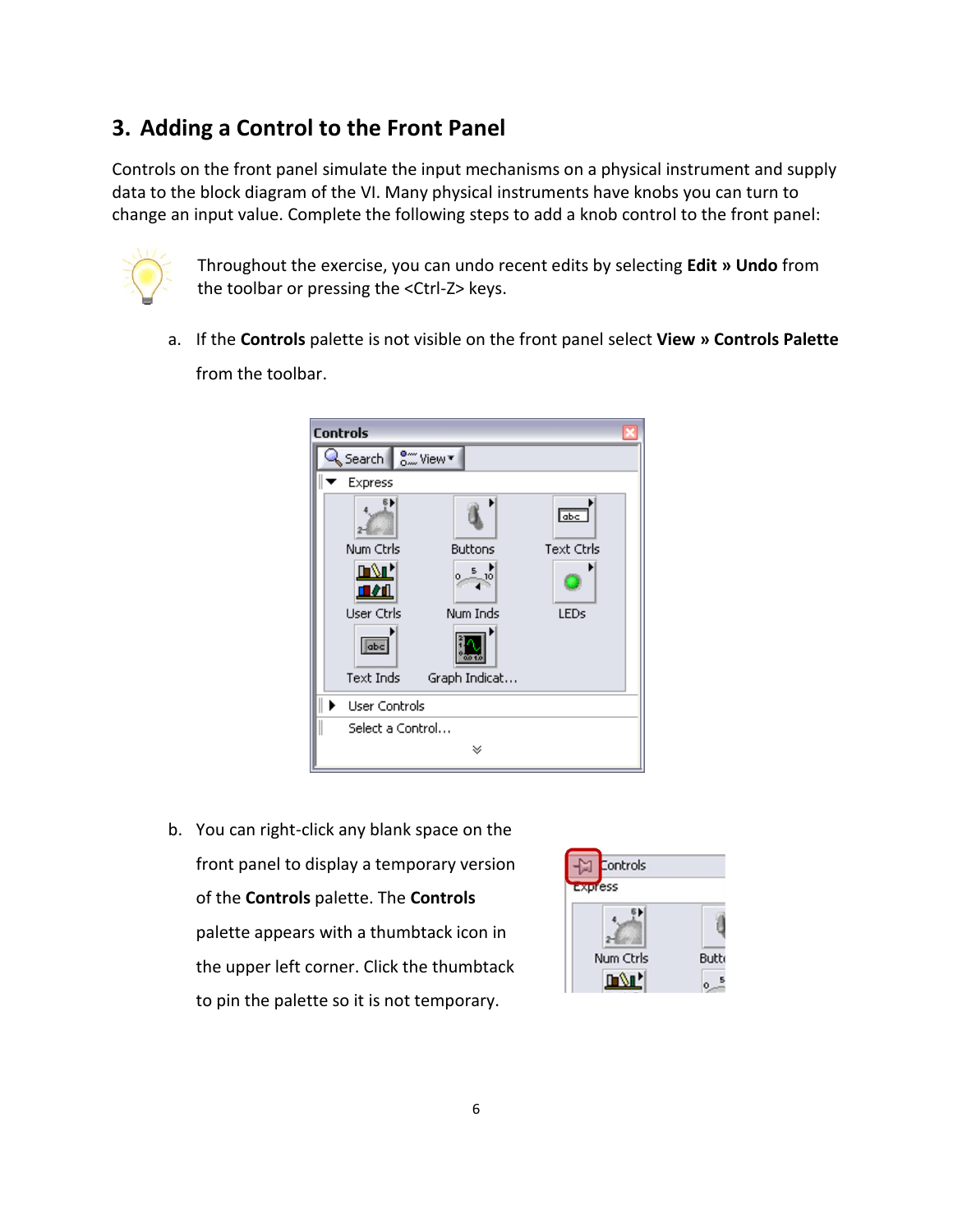## 3. Adding a Control to the Front Panel

Controls on the front panel simulate the input mechanisms on a physical instrument and supply data to the block diagram of the VI. Many physical instruments have knobs you can turn to change an input value. Complete the following steps to add a knob control to the front panel:

Throughout the exercise, you can undo recent edits by selecting **Edit » Undo** from the toolbar or pressing the <Ctrl-Z> keys.

a. If the **Controls** palette is not visible on the front panel select **View » Controls Palette** from the toolbar.

b. You can right-click any blank space on the front panel to display a temporary version of the **Controls** palette. The **Controls** palette appears with a thumbtack icon in the upper left corner. Click the thumbtack to pin the palette so it is not temporary.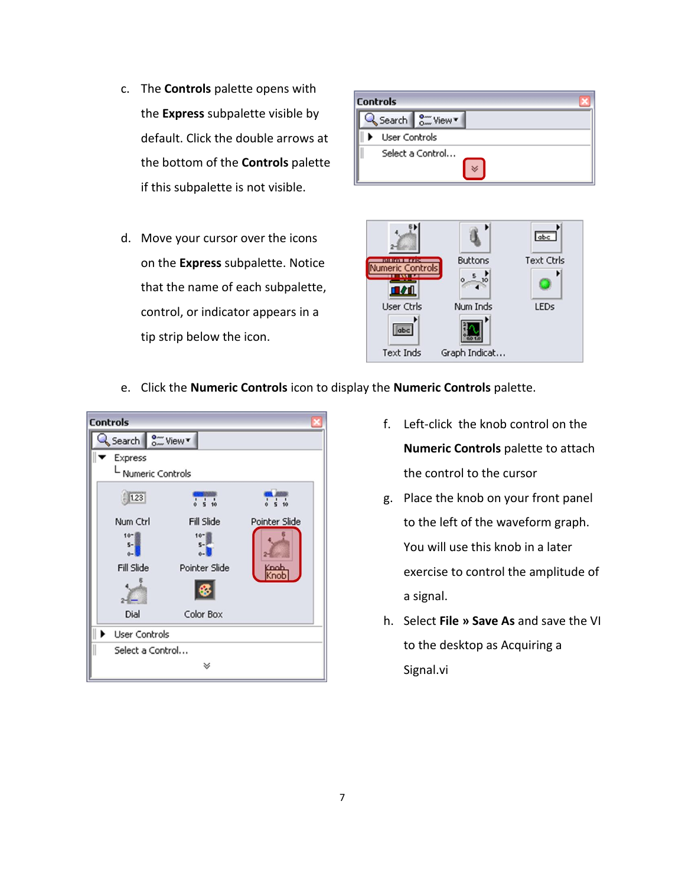c. The **Controls** palette opens with the **Express** subpalette visible by default. Click the double arrows at the bottom of the **Controls** palette if this subpalette is not visible.

d. Move your cursor over the icons on the **Express** subpalette. Notice that the name of each subpalette, control, or indicator appears in a tip strip below the icon.

e. Click the **Numeric Controls** icon to display the **Numeric Controls** palette.

f. Left-click the knob control on the **Numeric Controls** palette to attach the control to the cursor

g. Place the knob on your front panel to the left of the waveform graph. You will use this knob in a later exercise to control the amplitude of a signal.

h. Select **File » Save As** and save the VI to the desktop as Acquiring a Signal.vi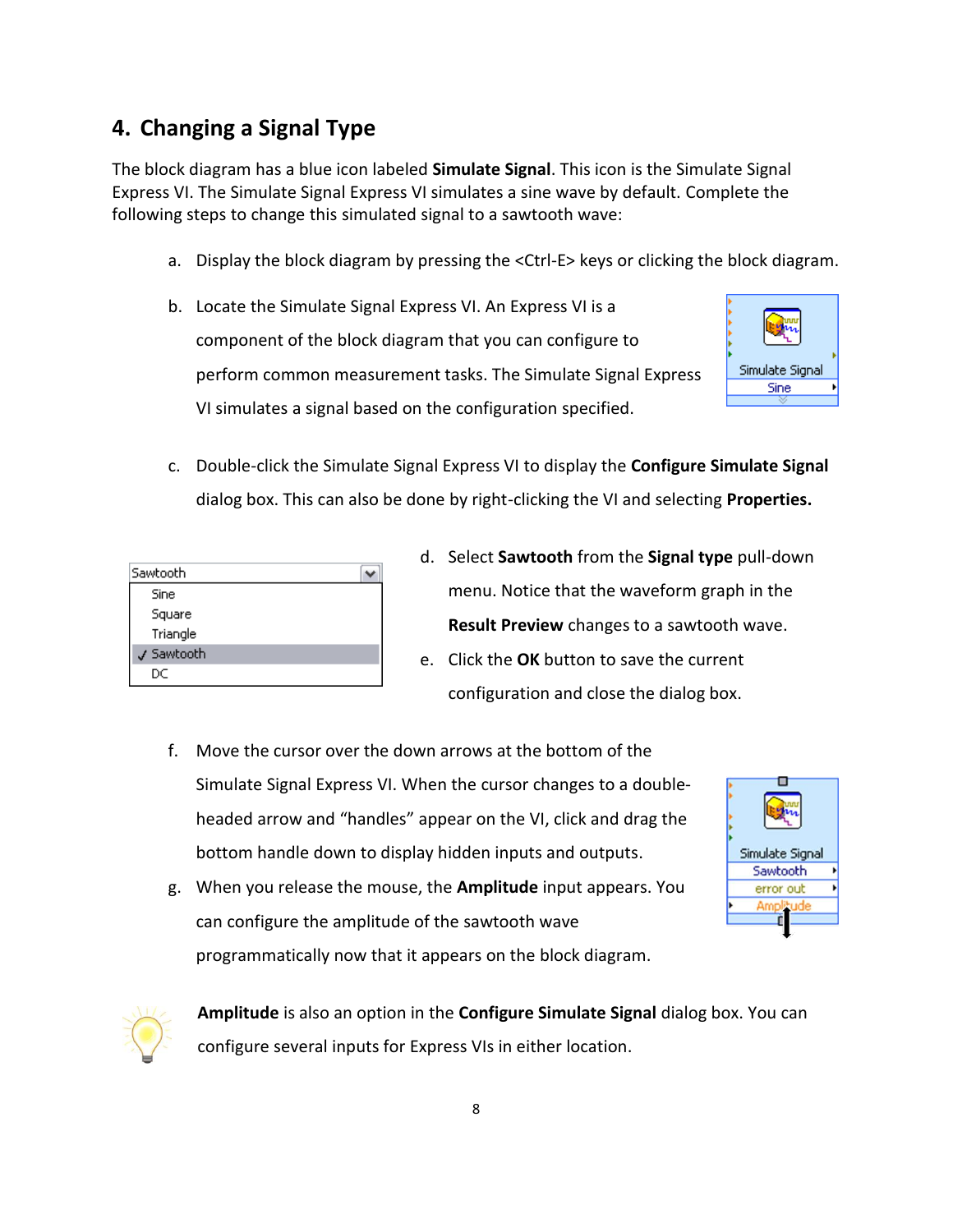## 4. Changing a Signal Type

The block diagram has a blue icon labeled **Simulate Signal**. This icon is the Simulate Signal Express VI. The Simulate Signal Express VI simulates a sine wave by default. Complete the following steps to change this simulated signal to a sawtooth wave:

a. Display the block diagram by pressing the <Ctrl-E> keys or clicking the block diagram.

b. Locate the Simulate Signal Express VI. An Express VI is a component of the block diagram that you can configure to perform common measurement tasks. The Simulate Signal Express VI simulates a signal based on the configuration specified.

c. Double-click the Simulate Signal Express VI to display the **Configure Simulate Signal** dialog box. This can also be done by right-clicking the VI and selecting **Properties.**

d. Select **Sawtooth** from the **Signal type** pull-down menu. Notice that the waveform graph in the **Result Preview** changes to a sawtooth wave.

e. Click the **OK** button to save the current configuration and close the dialog box.

f. Move the cursor over the down arrows at the bottom of the Simulate Signal Express VI. When the cursor changes to a double-headed arrow and "handles" appear on the VI, click and drag the bottom handle down to display hidden inputs and outputs.

g. When you release the mouse, the **Amplitude** input appears. You can configure the amplitude of the sawtooth wave programmatically now that it appears on the block diagram.

**Amplitude** is also an option in the **Configure Simulate Signal** dialog box. You can configure several inputs for Express VIs in either location.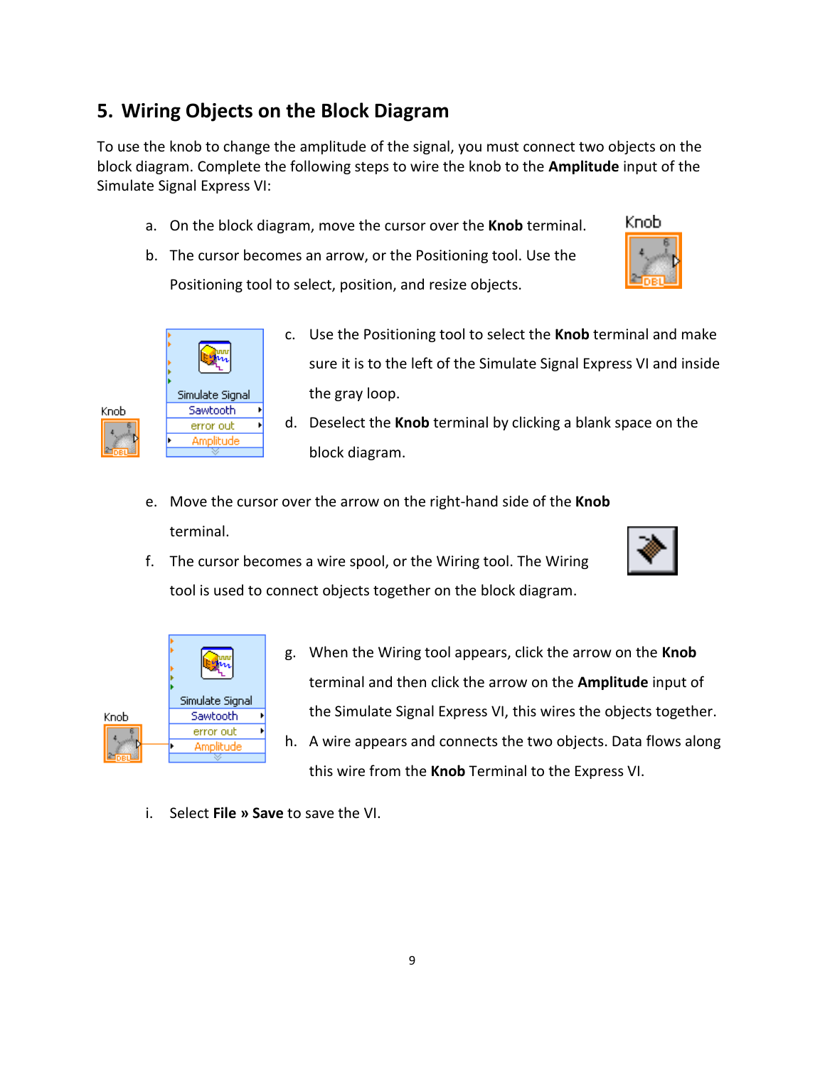## 5. Wiring Objects on the Block Diagram

To use the knob to change the amplitude of the signal, you must connect two objects on the block diagram. Complete the following steps to wire the knob to the **Amplitude** input of the Simulate Signal Express VI:

a. On the block diagram, move the cursor over the **Knob** terminal.

b. The cursor becomes an arrow, or the Positioning tool. Use the Positioning tool to select, position, and resize objects.

c. Use the Positioning tool to select the **Knob** terminal and make sure it is to the left of the Simulate Signal Express VI and inside the gray loop.

d. Deselect the **Knob** terminal by clicking a blank space on the block diagram.

e. Move the cursor over the arrow on the right-hand side of the **Knob** terminal.

f. The cursor becomes a wire spool, or the Wiring tool. The Wiring tool is used to connect objects together on the block diagram.

g. When the Wiring tool appears, click the arrow on the **Knob** terminal and then click the arrow on the **Amplitude** input of the Simulate Signal Express VI, this wires the objects together.

h. A wire appears and connects the two objects. Data flows along this wire from the **Knob** Terminal to the Express VI.

i. Select **File » Save** to save the VI.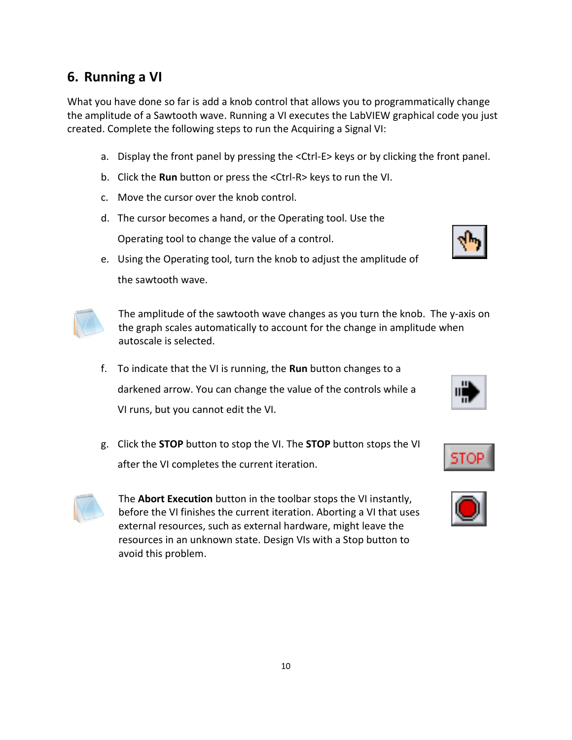## 6. Running a VI

What you have done so far is add a knob control that allows you to programmatically change the amplitude of a Sawtooth wave. Running a VI executes the LabVIEW graphical code you just created. Complete the following steps to run the Acquiring a Signal VI:

a. Display the front panel by pressing the <Ctrl-E> keys or by clicking the front panel.

b. Click the **Run** button or press the <Ctrl-R> keys to run the VI.

c. Move the cursor over the knob control.

d. The cursor becomes a hand, or the Operating tool. Use the Operating tool to change the value of a control.

e. Using the Operating tool, turn the knob to adjust the amplitude of the sawtooth wave.

The amplitude of the sawtooth wave changes as you turn the knob. The y-axis on the graph scales automatically to account for the change in amplitude when autoscale is selected.

f. To indicate that the VI is running, the **Run** button changes to a darkened arrow. You can change the value of the controls while a VI runs, but you cannot edit the VI.

g. Click the **STOP** button to stop the VI. The **STOP** button stops the VI after the VI completes the current iteration.

The **Abort Execution** button in the toolbar stops the VI instantly, before the VI finishes the current iteration. Aborting a VI that uses external resources, such as external hardware, might leave the resources in an unknown state. Design VIs with a Stop button to avoid this problem.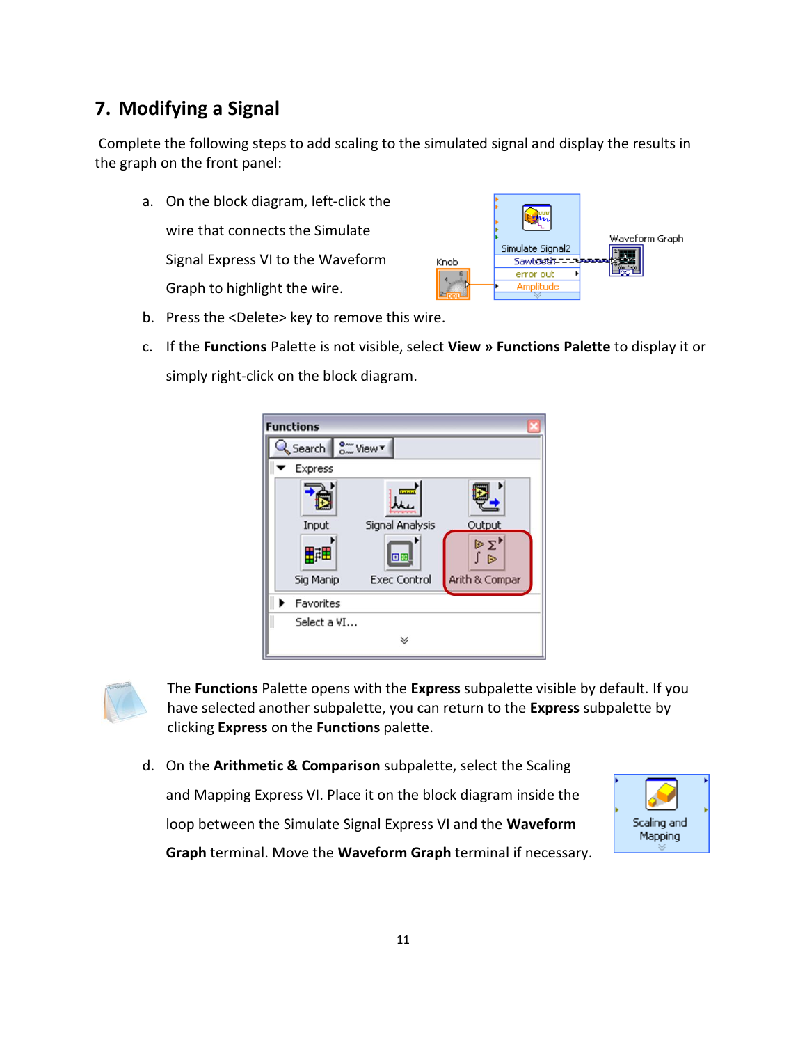## 7. Modifying a Signal

Complete the following steps to add scaling to the simulated signal and display the results in the graph on the front panel:

a. On the block diagram, left-click the wire that connects the Simulate Signal Express VI to the Waveform Graph to highlight the wire.

b. Press the <Delete> key to remove this wire.

c. If the **Functions** Palette is not visible, select **View » Functions Palette** to display it or simply right-click on the block diagram.

The **Functions** Palette opens with the **Express** subpalette visible by default. If you have selected another subpalette, you can return to the **Express** subpalette by clicking **Express** on the **Functions** palette.

d. On the **Arithmetic & Comparison** subpalette, select the Scaling and Mapping Express VI. Place it on the block diagram inside the loop between the Simulate Signal Express VI and the **Waveform Graph** terminal. Move the **Waveform Graph** terminal if necessary.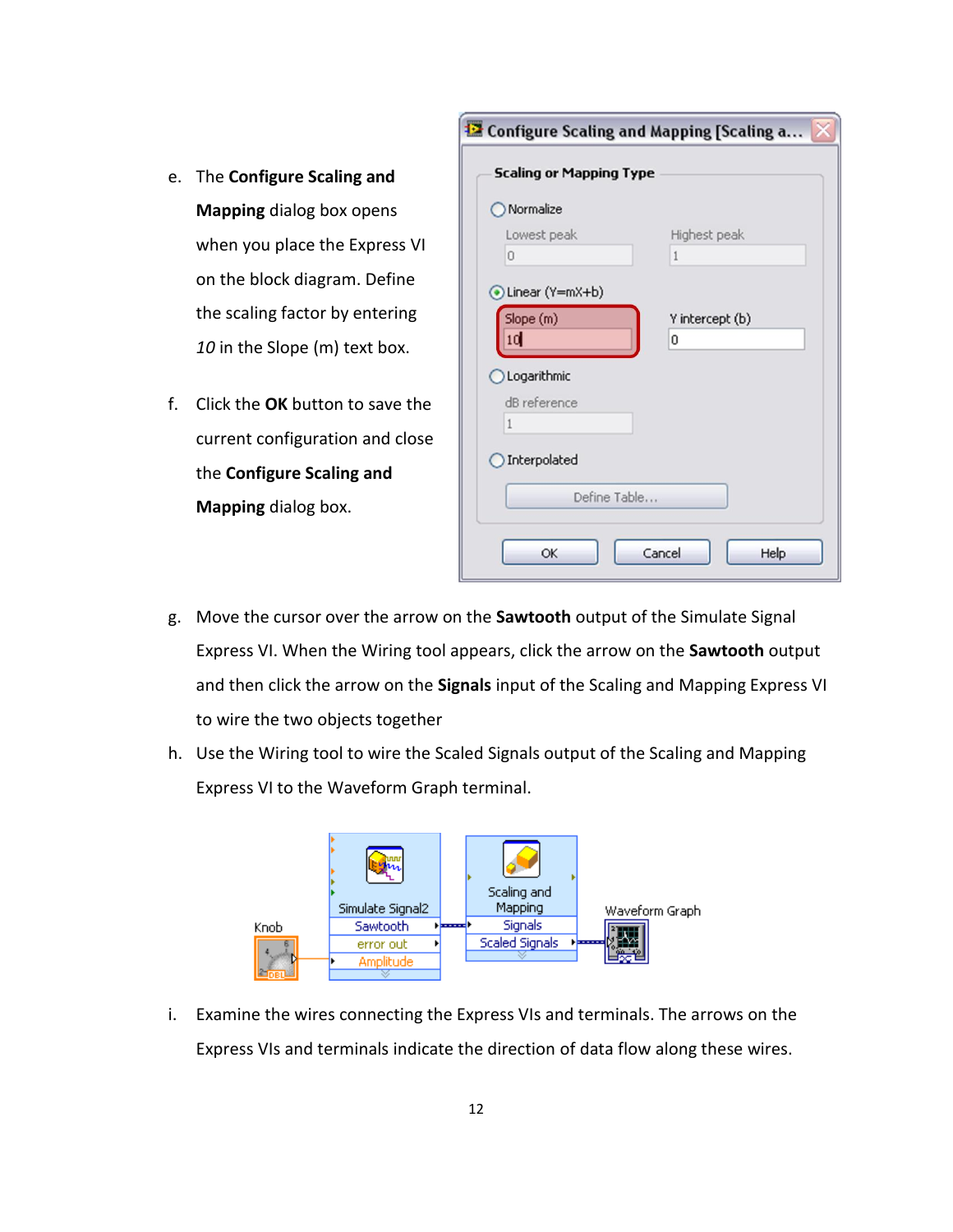e. The **Configure Scaling and Mapping** dialog box opens when you place the Express VI on the block diagram. Define the scaling factor by entering *10* in the Slope (m) text box.

f. Click the **OK** button to save the current configuration and close the **Configure Scaling and Mapping** dialog box.

g. Move the cursor over the arrow on the **Sawtooth** output of the Simulate Signal Express VI. When the Wiring tool appears, click the arrow on the **Sawtooth** output and then click the arrow on the **Signals** input of the Scaling and Mapping Express VI to wire the two objects together

h. Use the Wiring tool to wire the Scaled Signals output of the Scaling and Mapping Express VI to the Waveform Graph terminal.

i. Examine the wires connecting the Express VIs and terminals. The arrows on the Express VIs and terminals indicate the direction of data flow along these wires.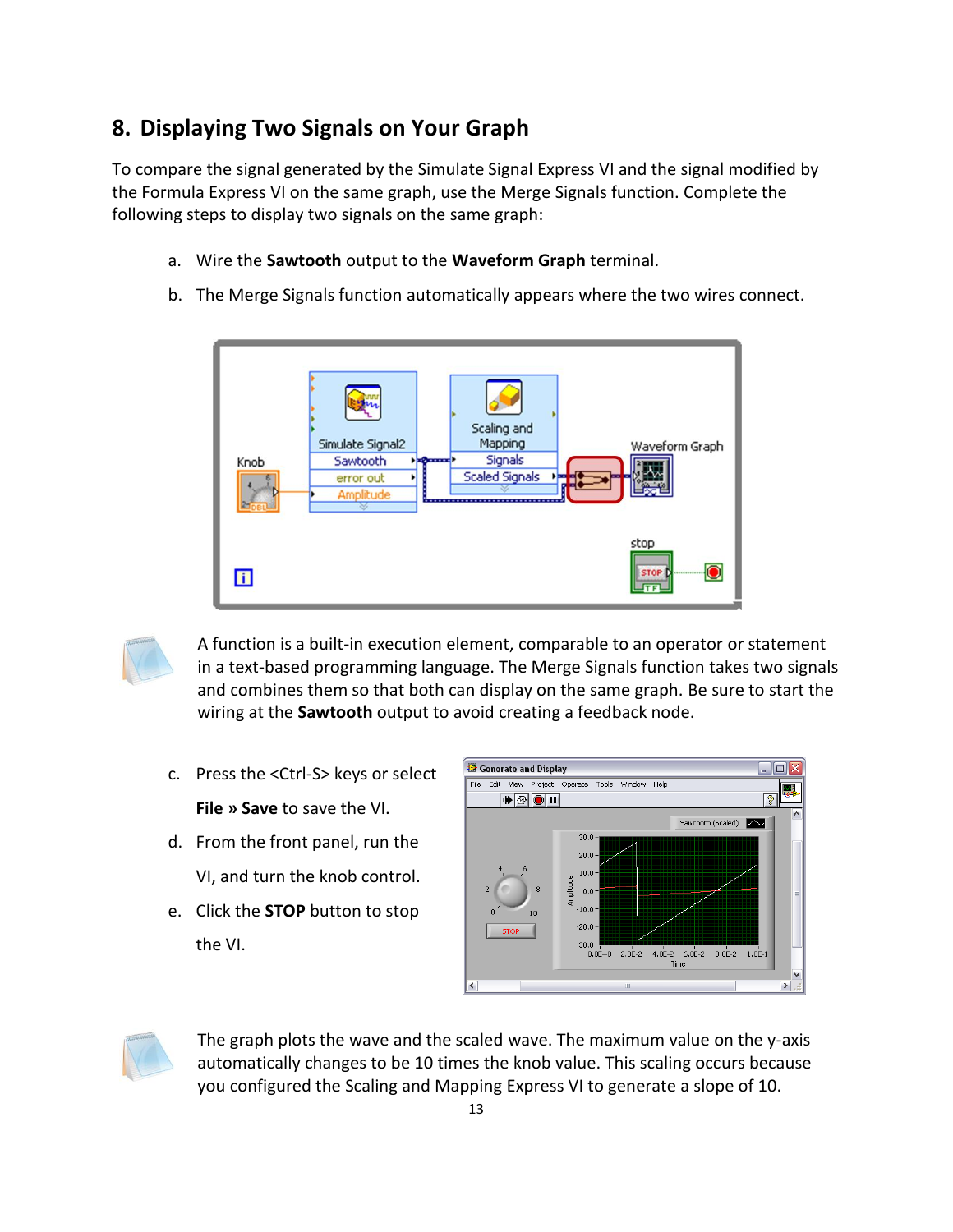## 8. Displaying Two Signals on Your Graph

To compare the signal generated by the Simulate Signal Express VI and the signal modified by the Formula Express VI on the same graph, use the Merge Signals function. Complete the following steps to display two signals on the same graph:

a. Wire the **Sawtooth** output to the **Waveform Graph** terminal.

b. The Merge Signals function automatically appears where the two wires connect.

A function is a built-in execution element, comparable to an operator or statement in a text-based programming language. The Merge Signals function takes two signals and combines them so that both can display on the same graph. Be sure to start the wiring at the **Sawtooth** output to avoid creating a feedback node.

c. Press the <Ctrl-S> keys or select **File » Save** to save the VI.

d. From the front panel, run the VI, and turn the knob control.

e. Click the **STOP** button to stop the VI.

The graph plots the wave and the scaled wave. The maximum value on the y-axis automatically changes to be 10 times the knob value. This scaling occurs because you configured the Scaling and Mapping Express VI to generate a slope of 10.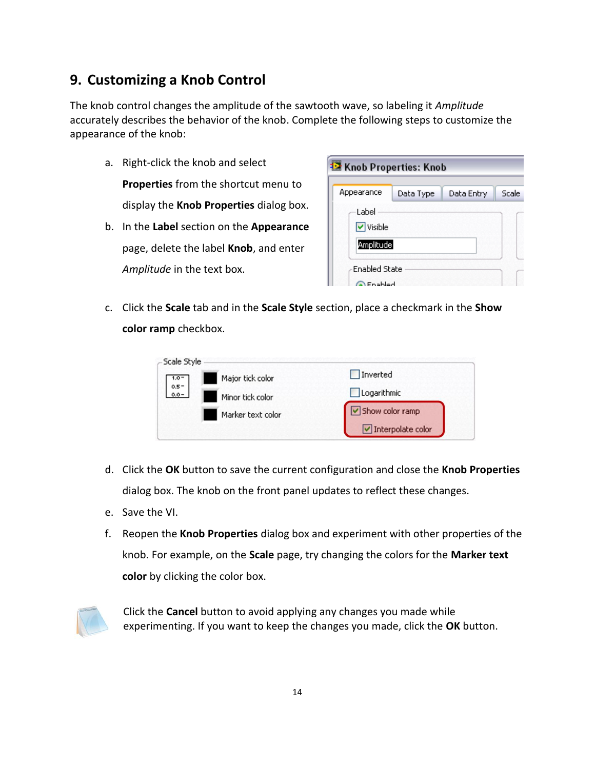## 9. Customizing a Knob Control

The knob control changes the amplitude of the sawtooth wave, so labeling it *Amplitude* accurately describes the behavior of the knob. Complete the following steps to customize the appearance of the knob:

a. Right-click the knob and select **Properties** from the shortcut menu to display the **Knob Properties** dialog box.

b. In the **Label** section on the **Appearance** page, delete the label **Knob**, and enter *Amplitude* in the text box.

c. Click the **Scale** tab and in the **Scale Style** section, place a checkmark in the **Show color ramp** checkbox.

d. Click the **OK** button to save the current configuration and close the **Knob Properties** dialog box. The knob on the front panel updates to reflect these changes.

e. Save the VI.

f. Reopen the **Knob Properties** dialog box and experiment with other properties of the knob. For example, on the **Scale** page, try changing the colors for the **Marker text color** by clicking the color box.

Click the **Cancel** button to avoid applying any changes you made while experimenting. If you want to keep the changes you made, click the **OK** button.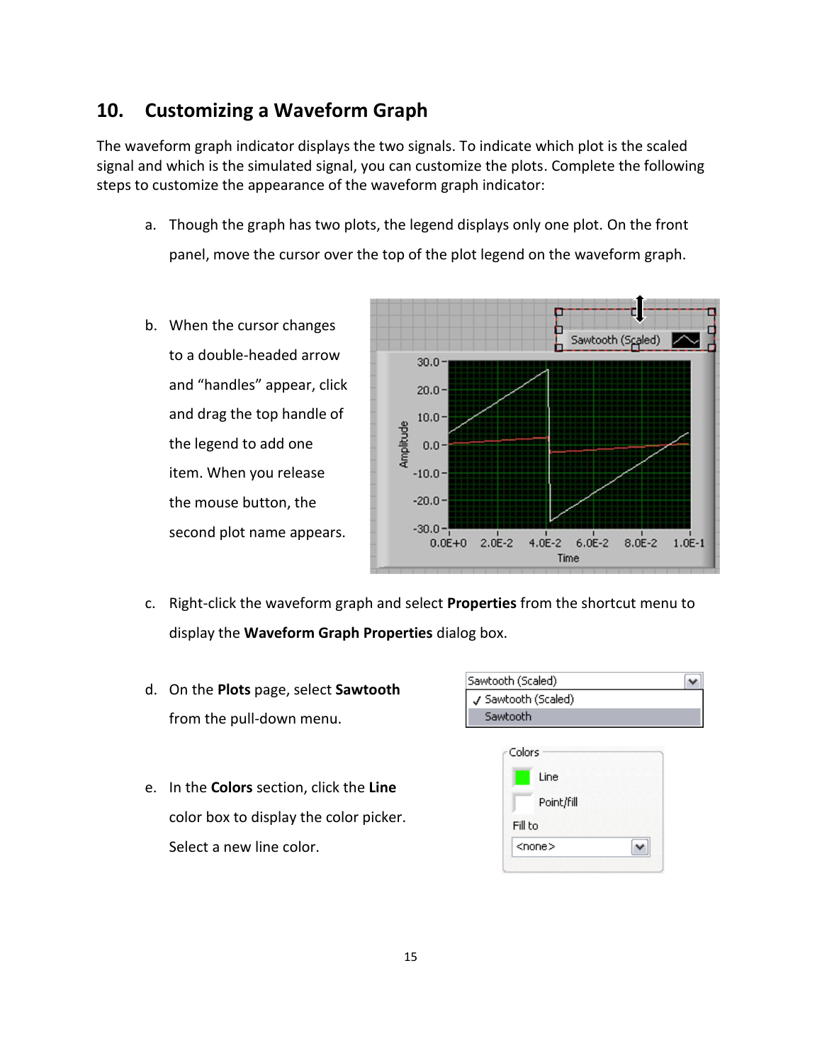## 10. Customizing a Waveform Graph

The waveform graph indicator displays the two signals. To indicate which plot is the scaled signal and which is the simulated signal, you can customize the plots. Complete the following steps to customize the appearance of the waveform graph indicator:

a. Though the graph has two plots, the legend displays only one plot. On the front panel, move the cursor over the top of the plot legend on the waveform graph.

b. When the cursor changes to a double-headed arrow and "handles" appear, click and drag the top handle of the legend to add one item. When you release the mouse button, the second plot name appears.

c. Right-click the waveform graph and select **Properties** from the shortcut menu to display the **Waveform Graph Properties** dialog box.

d. On the **Plots** page, select **Sawtooth** from the pull-down menu.

e. In the **Colors** section, click the **Line** color box to display the color picker. Select a new line color.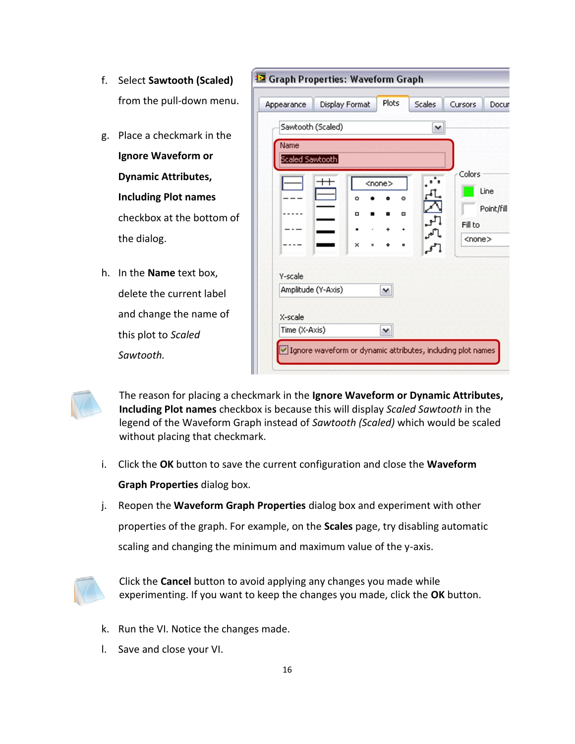f. Select **Sawtooth (Scaled)** from the pull-down menu.

g. Place a checkmark in the **Ignore Waveform or Dynamic Attributes, Including Plot names** checkbox at the bottom of the dialog.

h. In the **Name** text box, delete the current label and change the name of this plot to *Scaled Sawtooth.*

The reason for placing a checkmark in the **Ignore Waveform or Dynamic Attributes, Including Plot names** checkbox is because this will display *Scaled Sawtooth* in the legend of the Waveform Graph instead of *Sawtooth (Scaled)* which would be scaled without placing that checkmark.

i. Click the **OK** button to save the current configuration and close the **Waveform Graph Properties** dialog box.

j. Reopen the **Waveform Graph Properties** dialog box and experiment with other properties of the graph. For example, on the **Scales** page, try disabling automatic scaling and changing the minimum and maximum value of the y-axis.

Click the **Cancel** button to avoid applying any changes you made while experimenting. If you want to keep the changes you made, click the **OK** button.

k. Run the VI. Notice the changes made.

l. Save and close your VI.